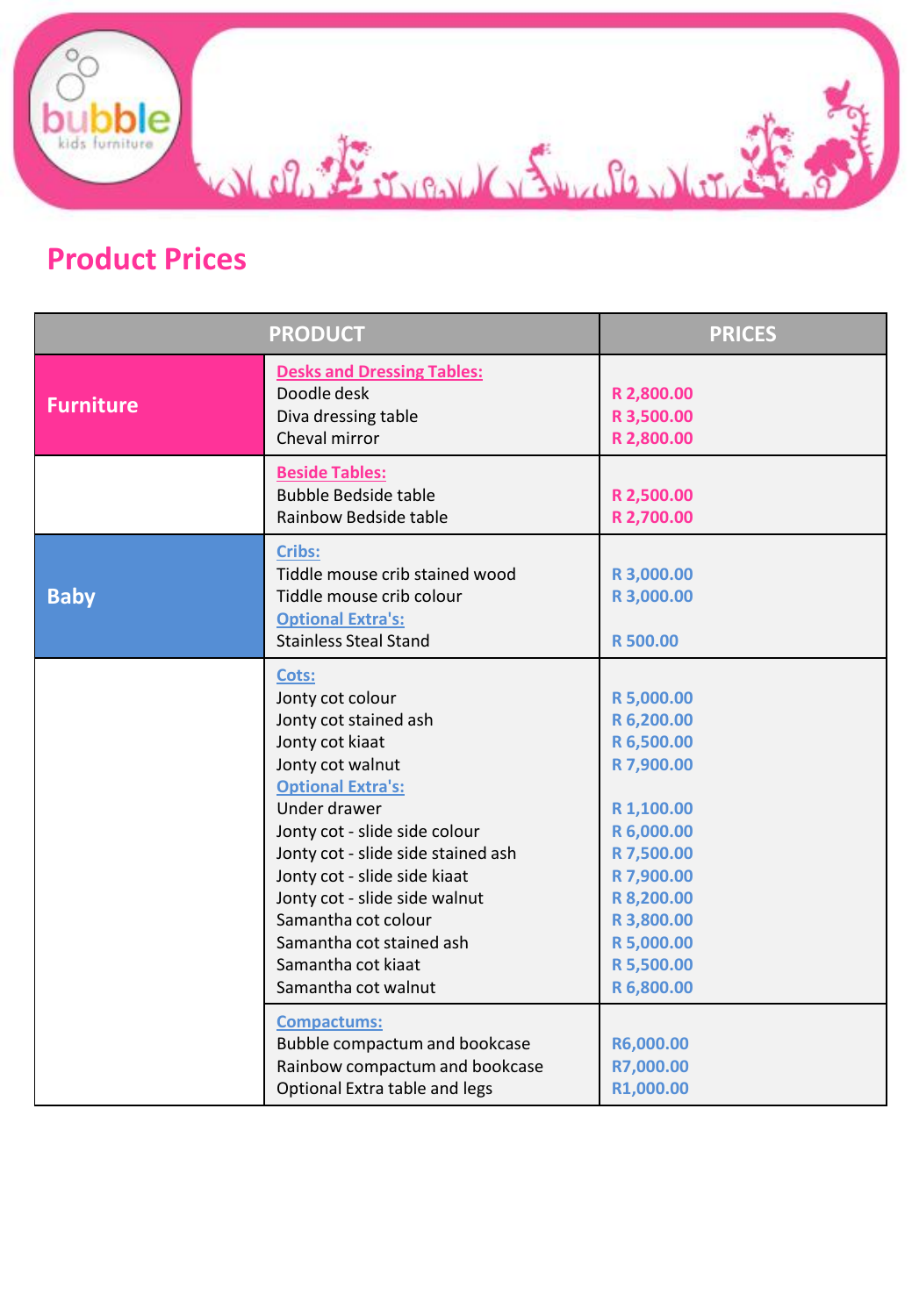bubble kids furniture

# Product Prices

| PRODUCT | | PRICES |
|---|---|---|
| Furniture | **Desks and Dressing Tables:**<br>Doodle desk<br>Diva dressing table<br>Cheval mirror | <br>R 2,800.00<br>R 3,500.00<br>R 2,800.00 |
| | **Beside Tables:**<br>Bubble Bedside table<br>Rainbow Bedside table | <br>R 2,500.00<br>R 2,700.00 |
| Baby | **Cribs:**<br>Tiddle mouse crib stained wood<br>Tiddle mouse crib colour<br>**Optional Extra's:**<br>Stainless Steal Stand | <br>R 3,000.00<br>R 3,000.00<br><br>R 500.00 |
| | **Cots:**<br>Jonty cot colour<br>Jonty cot stained ash<br>Jonty cot kiaat<br>Jonty cot walnut<br>**Optional Extra's:**<br>Under drawer<br>Jonty cot - slide side colour<br>Jonty cot - slide side stained ash<br>Jonty cot - slide side kiaat<br>Jonty cot - slide side walnut<br>Samantha cot colour<br>Samantha cot stained ash<br>Samantha cot kiaat<br>Samantha cot walnut | <br>R 5,000.00<br>R 6,200.00<br>R 6,500.00<br>R 7,900.00<br><br>R 1,100.00<br>R 6,000.00<br>R 7,500.00<br>R 7,900.00<br>R 8,200.00<br>R 3,800.00<br>R 5,000.00<br>R 5,500.00<br>R 6,800.00 |
| | **Compactums:**<br>Bubble compactum and bookcase<br>Rainbow compactum and bookcase<br>Optional Extra table and legs | <br>R6,000.00<br>R7,000.00<br>R1,000.00 |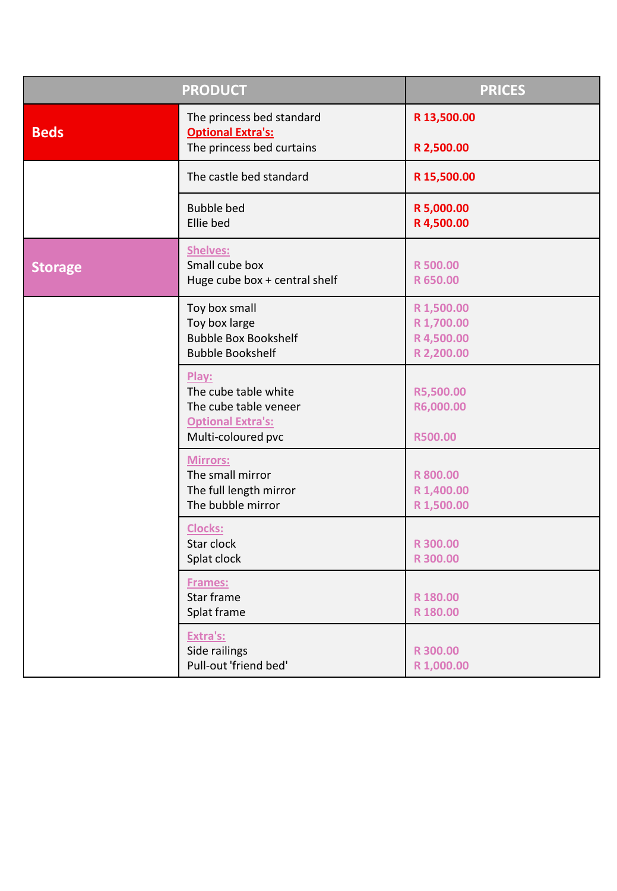| PRODUCT | | PRICES |
|---|---|---|
| **Beds** | The princess bed standard<br>**Optional Extra's:**<br>The princess bed curtains | **R 13,500.00**<br><br>**R 2,500.00** |
| | The castle bed standard | **R 15,500.00** |
| | Bubble bed<br>Ellie bed | **R 5,000.00**<br>**R 4,500.00** |
| **Storage** | **Shelves:**<br>Small cube box<br>Huge cube box + central shelf | <br>**R 500.00**<br>**R 650.00** |
| | Toy box small<br>Toy box large<br>Bubble Box Bookshelf<br>Bubble Bookshelf | **R 1,500.00**<br>**R 1,700.00**<br>**R 4,500.00**<br>**R 2,200.00** |
| | **Play:**<br>The cube table white<br>The cube table veneer<br>**Optional Extra's:**<br>Multi-coloured pvc | <br>**R5,500.00**<br>**R6,000.00**<br><br>**R500.00** |
| | **Mirrors:**<br>The small mirror<br>The full length mirror<br>The bubble mirror | <br>**R 800.00**<br>**R 1,400.00**<br>**R 1,500.00** |
| | **Clocks:**<br>Star clock<br>Splat clock | <br>**R 300.00**<br>**R 300.00** |
| | **Frames:**<br>Star frame<br>Splat frame | <br>**R 180.00**<br>**R 180.00** |
| | **Extra's:**<br>Side railings<br>Pull-out 'friend bed' | <br>**R 300.00**<br>**R 1,000.00** |